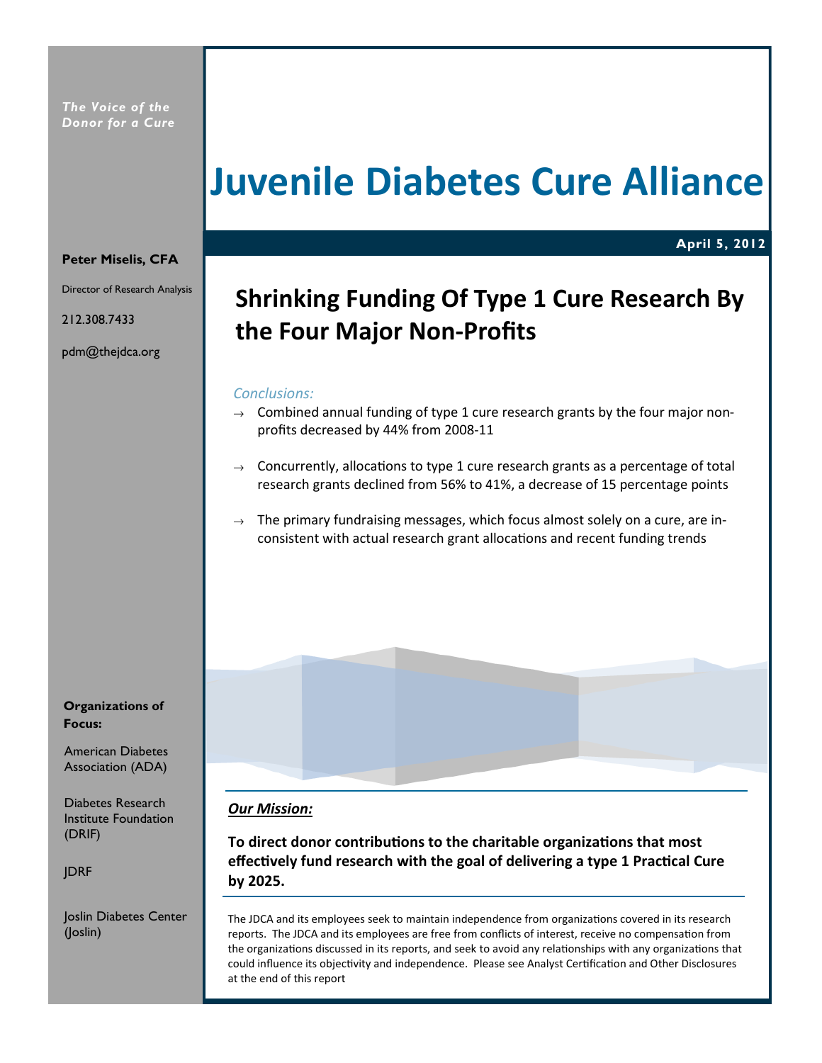*The Voice of the Donor for a Cure*

# Juvenile Diabetes Cure Alliance

**April 5, 2012**

**Peter Miselis, CFA**

Director of Research Analysis

212.308.7433

pdm@thejdca.org

## Shrinking Funding Of Type 1 Cure Research By the Four Major Non-Profits

*Conclusions:*

→ Combined annual funding of type 1 cure research grants by the four major non-profits decreased by 44% from 2008-11

→ Concurrently, allocations to type 1 cure research grants as a percentage of total research grants declined from 56% to 41%, a decrease of 15 percentage points

→ The primary fundraising messages, which focus almost solely on a cure, are inconsistent with actual research grant allocations and recent funding trends

**Organizations of Focus:**

American Diabetes Association (ADA)

Diabetes Research Institute Foundation (DRIF)

JDRF

Joslin Diabetes Center (Joslin)

***Our Mission:***

**To direct donor contributions to the charitable organizations that most effectively fund research with the goal of delivering a type 1 Practical Cure by 2025.**

The JDCA and its employees seek to maintain independence from organizations covered in its research reports. The JDCA and its employees are free from conflicts of interest, receive no compensation from the organizations discussed in its reports, and seek to avoid any relationships with any organizations that could influence its objectivity and independence. Please see Analyst Certification and Other Disclosures at the end of this report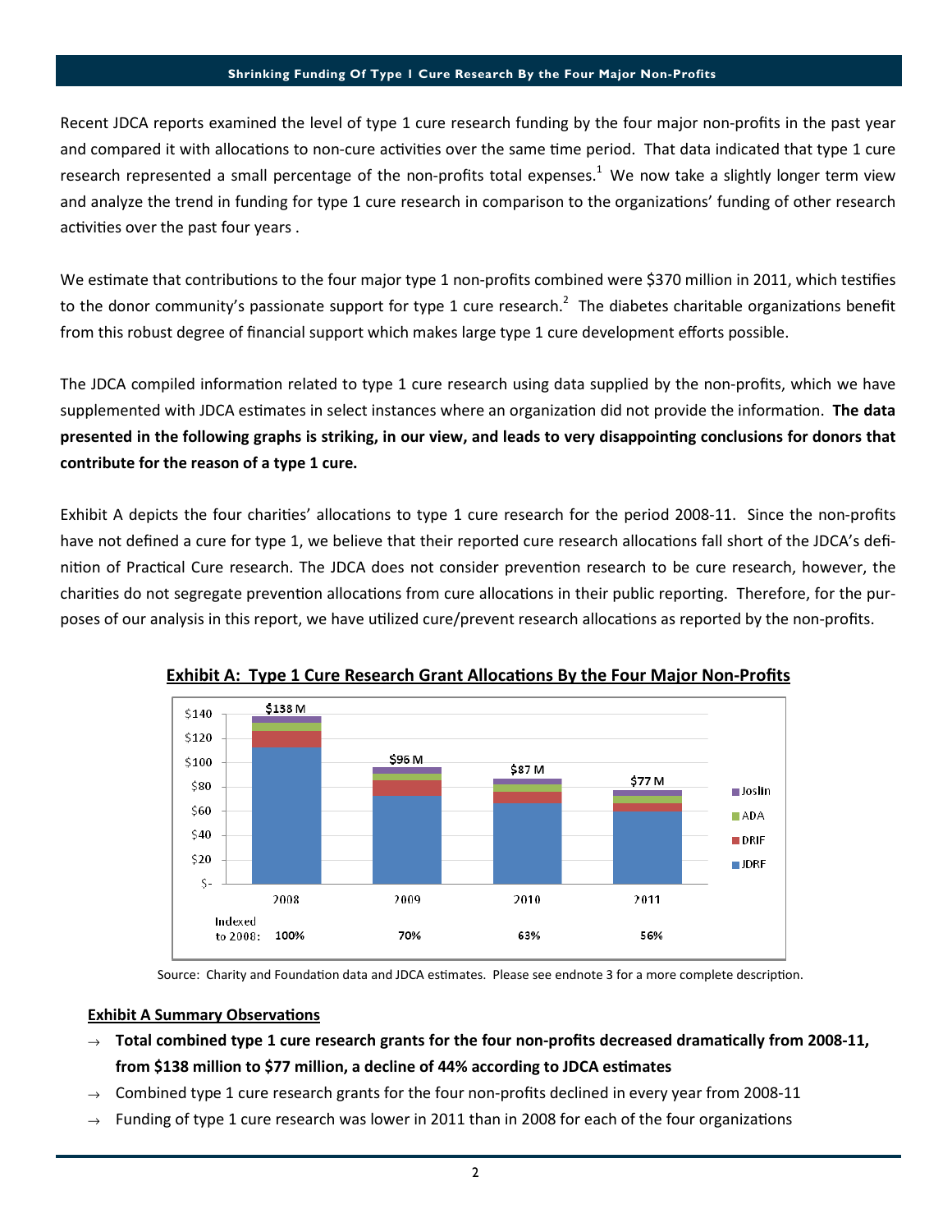Recent JDCA reports examined the level of type 1 cure research funding by the four major non-profits in the past year and compared it with allocations to non-cure activities over the same time period. That data indicated that type 1 cure research represented a small percentage of the non-profits total expenses.[1] We now take a slightly longer term view and analyze the trend in funding for type 1 cure research in comparison to the organizations' funding of other research activities over the past four years .

We estimate that contributions to the four major type 1 non-profits combined were $370 million in 2011, which testifies to the donor community's passionate support for type 1 cure research.[2] The diabetes charitable organizations benefit from this robust degree of financial support which makes large type 1 cure development efforts possible.

The JDCA compiled information related to type 1 cure research using data supplied by the non-profits, which we have supplemented with JDCA estimates in select instances where an organization did not provide the information. **The data presented in the following graphs is striking, in our view, and leads to very disappointing conclusions for donors that contribute for the reason of a type 1 cure.**

Exhibit A depicts the four charities' allocations to type 1 cure research for the period 2008-11. Since the non-profits have not defined a cure for type 1, we believe that their reported cure research allocations fall short of the JDCA's definition of Practical Cure research. The JDCA does not consider prevention research to be cure research, however, the charities do not segregate prevention allocations from cure allocations in their public reporting. Therefore, for the purposes of our analysis in this report, we have utilized cure/prevent research allocations as reported by the non-profits.

**Exhibit A: Type 1 Cure Research Grant Allocations By the Four Major Non-Profits**

| | 2008 | 2009 | 2010 | 2011 |
|---|---|---|---|---|
| Total (JDRF, DRIF, ADA, Joslin) | $138 M | $96 M | $87 M | $77 M |
| Indexed to 2008: | 100% | 70% | 63% | 56% |

Source: Charity and Foundation data and JDCA estimates. Please see endnote 3 for a more complete description.

**Exhibit A Summary Observations**

- **Total combined type 1 cure research grants for the four non-profits decreased dramatically from 2008-11, from $138 million to $77 million, a decline of 44% according to JDCA estimates**
- Combined type 1 cure research grants for the four non-profits declined in every year from 2008-11
- Funding of type 1 cure research was lower in 2011 than in 2008 for each of the four organizations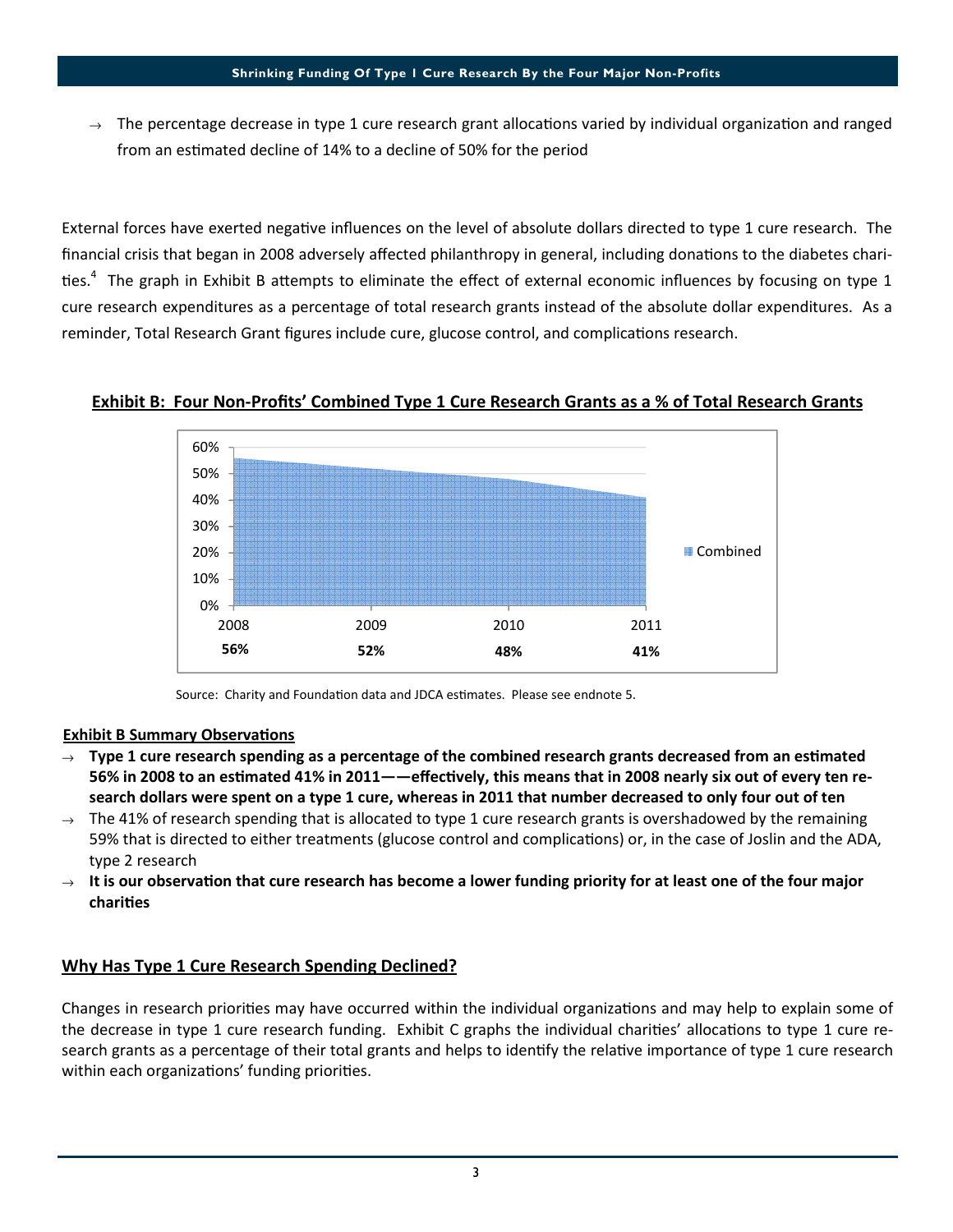→ The percentage decrease in type 1 cure research grant allocations varied by individual organization and ranged from an estimated decline of 14% to a decline of 50% for the period

External forces have exerted negative influences on the level of absolute dollars directed to type 1 cure research. The financial crisis that began in 2008 adversely affected philanthropy in general, including donations to the diabetes charities.[4] The graph in Exhibit B attempts to eliminate the effect of external economic influences by focusing on type 1 cure research expenditures as a percentage of total research grants instead of the absolute dollar expenditures. As a reminder, Total Research Grant figures include cure, glucose control, and complications research.

**Exhibit B: Four Non-Profits' Combined Type 1 Cure Research Grants as a % of Total Research Grants**

| | 2008 | 2009 | 2010 | 2011 |
|---|---|---|---|---|
| Combined | 56% | 52% | 48% | 41% |

Source: Charity and Foundation data and JDCA estimates. Please see endnote 5.

**Exhibit B Summary Observations**

- **Type 1 cure research spending as a percentage of the combined research grants decreased from an estimated 56% in 2008 to an estimated 41% in 2011——effectively, this means that in 2008 nearly six out of every ten research dollars were spent on a type 1 cure, whereas in 2011 that number decreased to only four out of ten**
- The 41% of research spending that is allocated to type 1 cure research grants is overshadowed by the remaining 59% that is directed to either treatments (glucose control and complications) or, in the case of Joslin and the ADA, type 2 research
- **It is our observation that cure research has become a lower funding priority for at least one of the four major charities**

## Why Has Type 1 Cure Research Spending Declined?

Changes in research priorities may have occurred within the individual organizations and may help to explain some of the decrease in type 1 cure research funding. Exhibit C graphs the individual charities' allocations to type 1 cure research grants as a percentage of their total grants and helps to identify the relative importance of type 1 cure research within each organizations' funding priorities.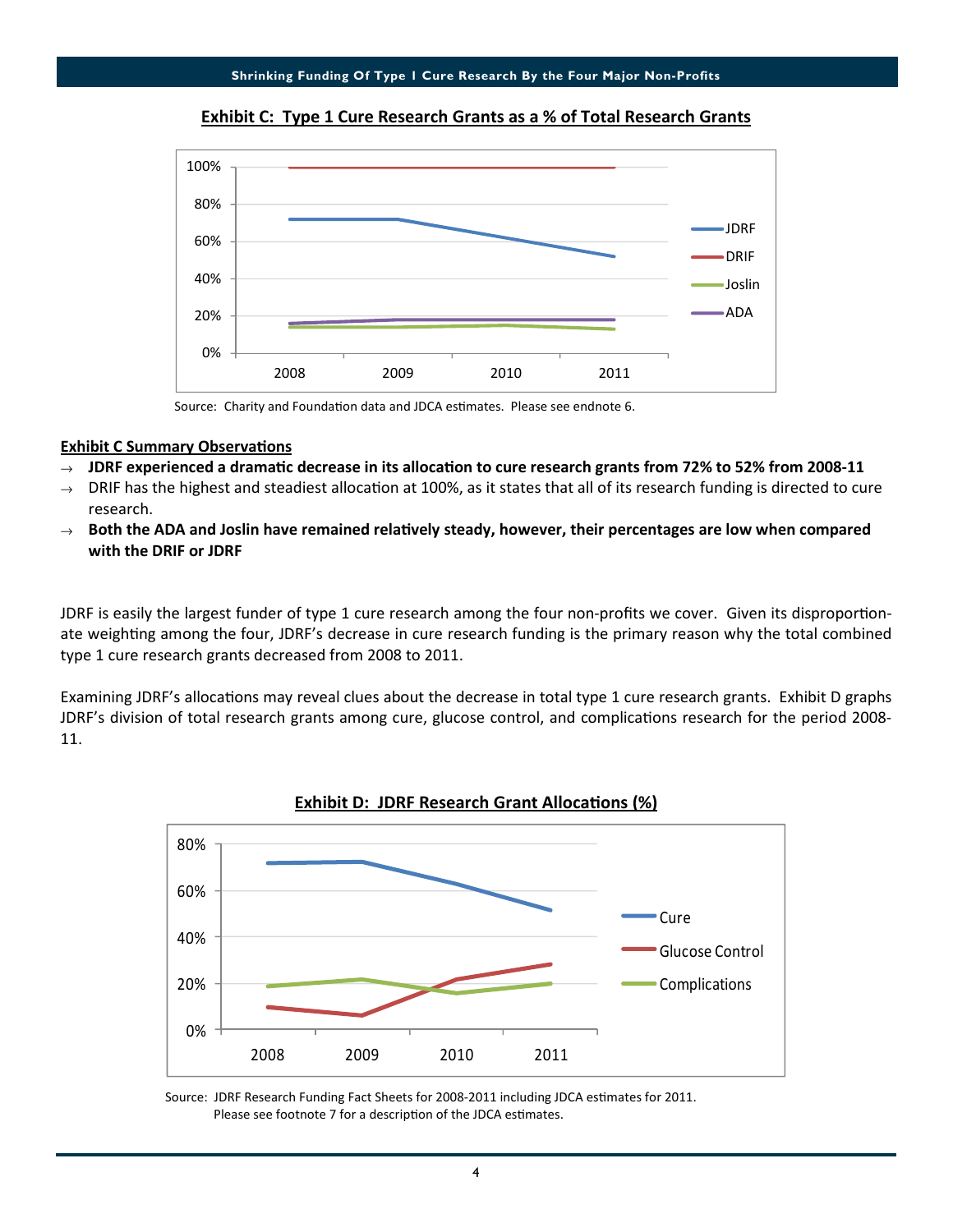**Exhibit C: Type 1 Cure Research Grants as a % of Total Research Grants**

Source: Charity and Foundation data and JDCA estimates. Please see endnote 6.

**Exhibit C Summary Observations**

- **JDRF experienced a dramatic decrease in its allocation to cure research grants from 72% to 52% from 2008-11**
- DRIF has the highest and steadiest allocation at 100%, as it states that all of its research funding is directed to cure research.
- **Both the ADA and Joslin have remained relatively steady, however, their percentages are low when compared with the DRIF or JDRF**

JDRF is easily the largest funder of type 1 cure research among the four non-profits we cover. Given its disproportionate weighting among the four, JDRF's decrease in cure research funding is the primary reason why the total combined type 1 cure research grants decreased from 2008 to 2011.

Examining JDRF's allocations may reveal clues about the decrease in total type 1 cure research grants. Exhibit D graphs JDRF's division of total research grants among cure, glucose control, and complications research for the period 2008-11.

**Exhibit D: JDRF Research Grant Allocations (%)**

Source: JDRF Research Funding Fact Sheets for 2008-2011 including JDCA estimates for 2011. Please see footnote 7 for a description of the JDCA estimates.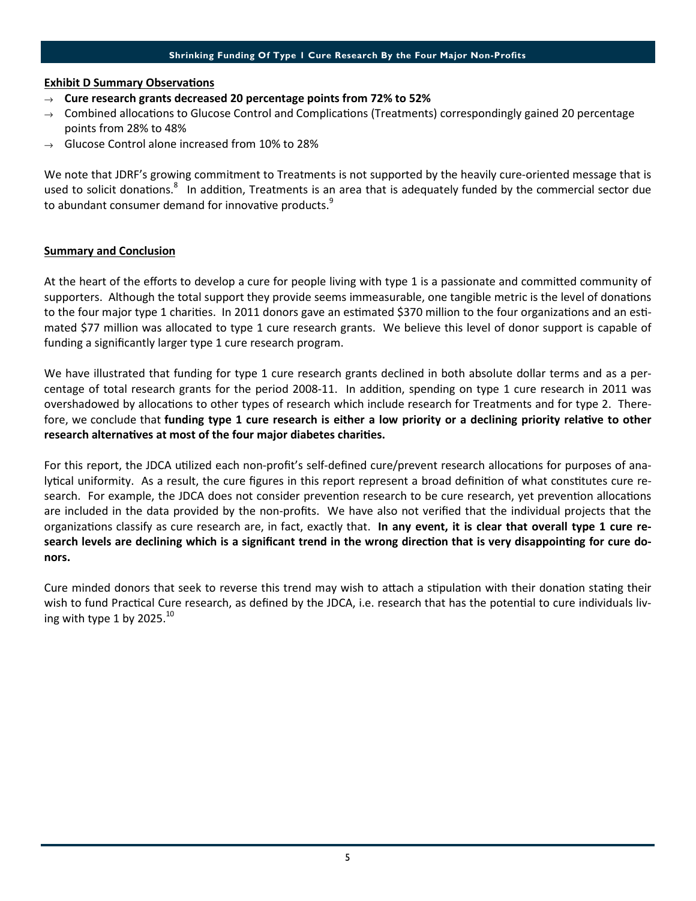**Exhibit D Summary Observations**

- → **Cure research grants decreased 20 percentage points from 72% to 52%**
- → Combined allocations to Glucose Control and Complications (Treatments) correspondingly gained 20 percentage points from 28% to 48%
- → Glucose Control alone increased from 10% to 28%

We note that JDRF's growing commitment to Treatments is not supported by the heavily cure-oriented message that is used to solicit donations.[8] In addition, Treatments is an area that is adequately funded by the commercial sector due to abundant consumer demand for innovative products.[9]

**Summary and Conclusion**

At the heart of the efforts to develop a cure for people living with type 1 is a passionate and committed community of supporters. Although the total support they provide seems immeasurable, one tangible metric is the level of donations to the four major type 1 charities. In 2011 donors gave an estimated $370 million to the four organizations and an estimated $77 million was allocated to type 1 cure research grants. We believe this level of donor support is capable of funding a significantly larger type 1 cure research program.

We have illustrated that funding for type 1 cure research grants declined in both absolute dollar terms and as a percentage of total research grants for the period 2008-11. In addition, spending on type 1 cure research in 2011 was overshadowed by allocations to other types of research which include research for Treatments and for type 2. Therefore, we conclude that **funding type 1 cure research is either a low priority or a declining priority relative to other research alternatives at most of the four major diabetes charities.**

For this report, the JDCA utilized each non-profit's self-defined cure/prevent research allocations for purposes of analytical uniformity. As a result, the cure figures in this report represent a broad definition of what constitutes cure research. For example, the JDCA does not consider prevention research to be cure research, yet prevention allocations are included in the data provided by the non-profits. We have also not verified that the individual projects that the organizations classify as cure research are, in fact, exactly that. **In any event, it is clear that overall type 1 cure research levels are declining which is a significant trend in the wrong direction that is very disappointing for cure donors.**

Cure minded donors that seek to reverse this trend may wish to attach a stipulation with their donation stating their wish to fund Practical Cure research, as defined by the JDCA, i.e. research that has the potential to cure individuals living with type 1 by 2025.[10]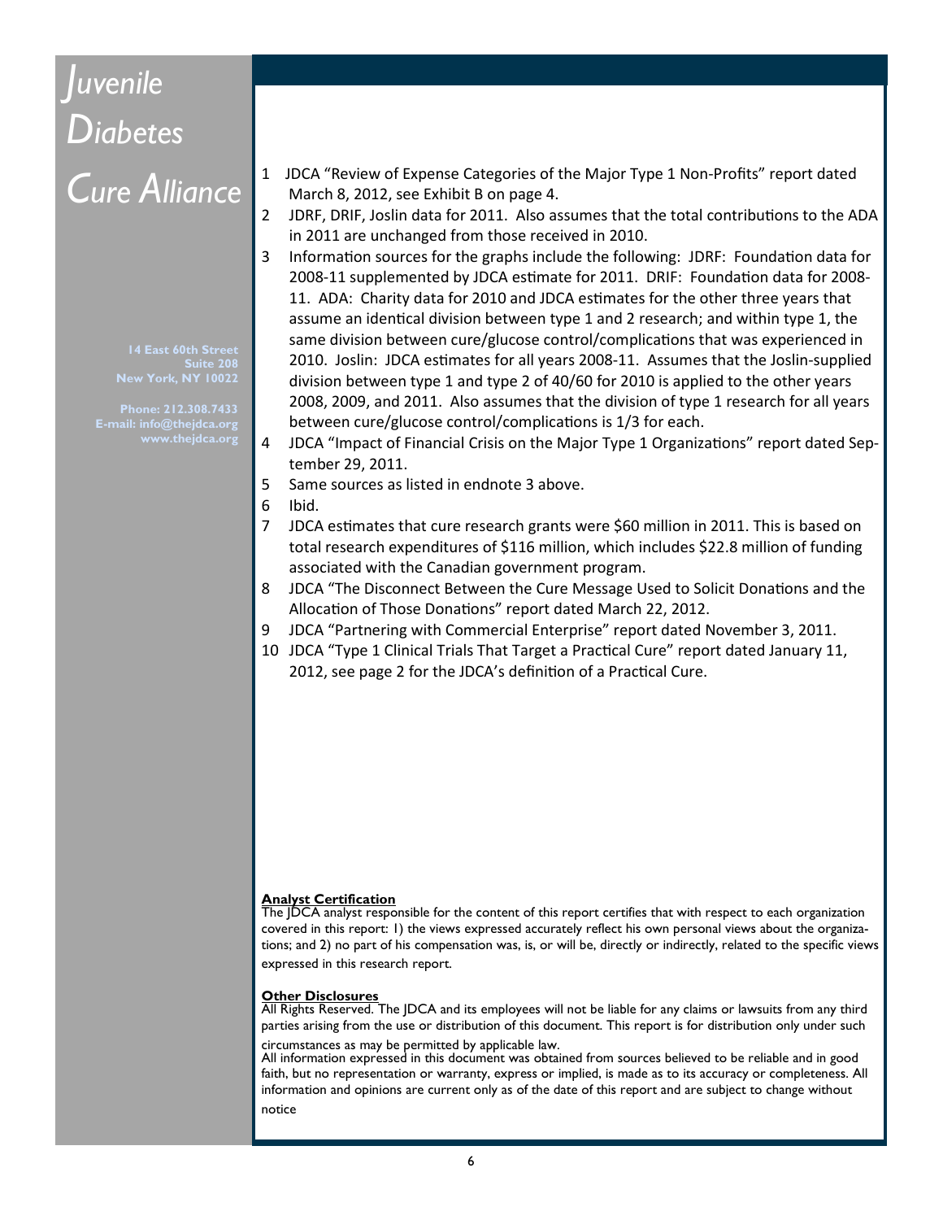# Juvenile Diabetes Cure Alliance

14 East 60th Street
Suite 208
New York, NY 10022

Phone: 212.308.7433
E-mail: info@thejdca.org
www.thejdca.org

1. JDCA "Review of Expense Categories of the Major Type 1 Non-Profits" report dated March 8, 2012, see Exhibit B on page 4.
2. JDRF, DRIF, Joslin data for 2011. Also assumes that the total contributions to the ADA in 2011 are unchanged from those received in 2010.
3. Information sources for the graphs include the following: JDRF: Foundation data for 2008-11 supplemented by JDCA estimate for 2011. DRIF: Foundation data for 2008-11. ADA: Charity data for 2010 and JDCA estimates for the other three years that assume an identical division between type 1 and 2 research; and within type 1, the same division between cure/glucose control/complications that was experienced in 2010. Joslin: JDCA estimates for all years 2008-11. Assumes that the Joslin-supplied division between type 1 and type 2 of 40/60 for 2010 is applied to the other years 2008, 2009, and 2011. Also assumes that the division of type 1 research for all years between cure/glucose control/complications is 1/3 for each.
4. JDCA "Impact of Financial Crisis on the Major Type 1 Organizations" report dated September 29, 2011.
5. Same sources as listed in endnote 3 above.
6. Ibid.
7. JDCA estimates that cure research grants were $60 million in 2011. This is based on total research expenditures of $116 million, which includes $22.8 million of funding associated with the Canadian government program.
8. JDCA "The Disconnect Between the Cure Message Used to Solicit Donations and the Allocation of Those Donations" report dated March 22, 2012.
9. JDCA "Partnering with Commercial Enterprise" report dated November 3, 2011.
10. JDCA "Type 1 Clinical Trials That Target a Practical Cure" report dated January 11, 2012, see page 2 for the JDCA's definition of a Practical Cure.

**Analyst Certification**

The JDCA analyst responsible for the content of this report certifies that with respect to each organization covered in this report: 1) the views expressed accurately reflect his own personal views about the organizations; and 2) no part of his compensation was, is, or will be, directly or indirectly, related to the specific views expressed in this research report.

**Other Disclosures**

All Rights Reserved. The JDCA and its employees will not be liable for any claims or lawsuits from any third parties arising from the use or distribution of this document. This report is for distribution only under such circumstances as may be permitted by applicable law.

All information expressed in this document was obtained from sources believed to be reliable and in good faith, but no representation or warranty, express or implied, is made as to its accuracy or completeness. All information and opinions are current only as of the date of this report and are subject to change without notice